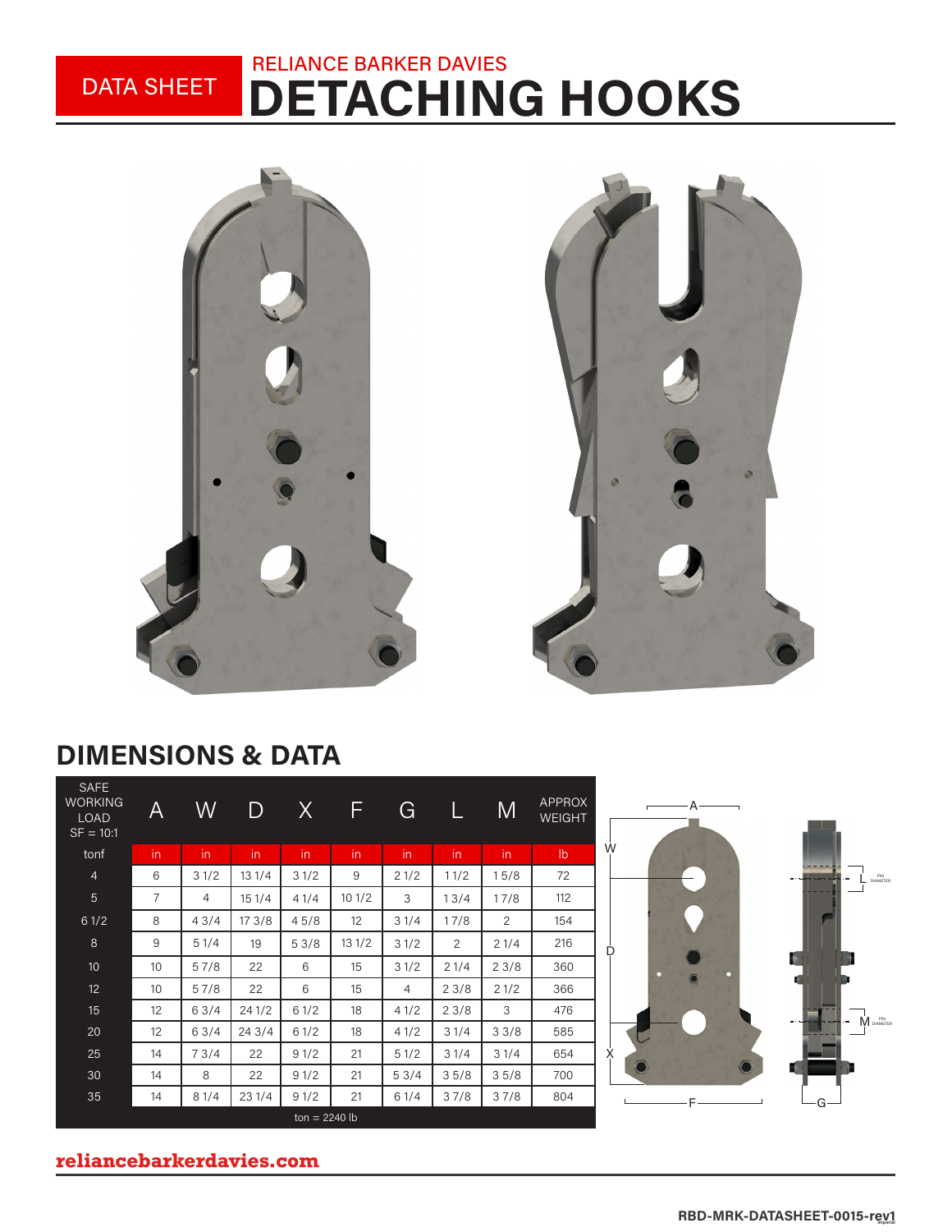DATA SHEET

RELIANCE BARKER DAVIES

# DETACHING HOOKS

## DIMENSIONS & DATA

| SAFE WORKING LOAD SF = 10:1 | A | W | D | X | F | G | L | M | APPROX WEIGHT |
|---|---|---|---|---|---|---|---|---|---|
| tonf | in | in | in | in | in | in | in | in | lb |
| 4 | 6 | 3 1/2 | 13 1/4 | 3 1/2 | 9 | 2 1/2 | 1 1/2 | 1 5/8 | 72 |
| 5 | 7 | 4 | 15 1/4 | 4 1/4 | 10 1/2 | 3 | 1 3/4 | 1 7/8 | 112 |
| 6 1/2 | 8 | 4 3/4 | 17 3/8 | 4 5/8 | 12 | 3 1/4 | 1 7/8 | 2 | 154 |
| 8 | 9 | 5 1/4 | 19 | 5 3/8 | 13 1/2 | 3 1/2 | 2 | 2 1/4 | 216 |
| 10 | 10 | 5 7/8 | 22 | 6 | 15 | 3 1/2 | 2 1/4 | 2 3/8 | 360 |
| 12 | 10 | 5 7/8 | 22 | 6 | 15 | 4 | 2 3/8 | 2 1/2 | 366 |
| 15 | 12 | 6 3/4 | 24 1/2 | 6 1/2 | 18 | 4 1/2 | 2 3/8 | 3 | 476 |
| 20 | 12 | 6 3/4 | 24 3/4 | 6 1/2 | 18 | 4 1/2 | 3 1/4 | 3 3/8 | 585 |
| 25 | 14 | 7 3/4 | 22 | 9 1/2 | 21 | 5 1/2 | 3 1/4 | 3 1/4 | 654 |
| 30 | 14 | 8 | 22 | 9 1/2 | 21 | 5 3/4 | 3 5/8 | 3 5/8 | 700 |
| 35 | 14 | 8 1/4 | 23 1/4 | 9 1/2 | 21 | 6 1/4 | 3 7/8 | 3 7/8 | 804 |

ton = 2240 lb

A, W, D, X, F, G, L (PIN DIAMETER), M (PIN DIAMETER)

reliancebarkerdavies.com

RBD-MRK-DATASHEET-0015-rev1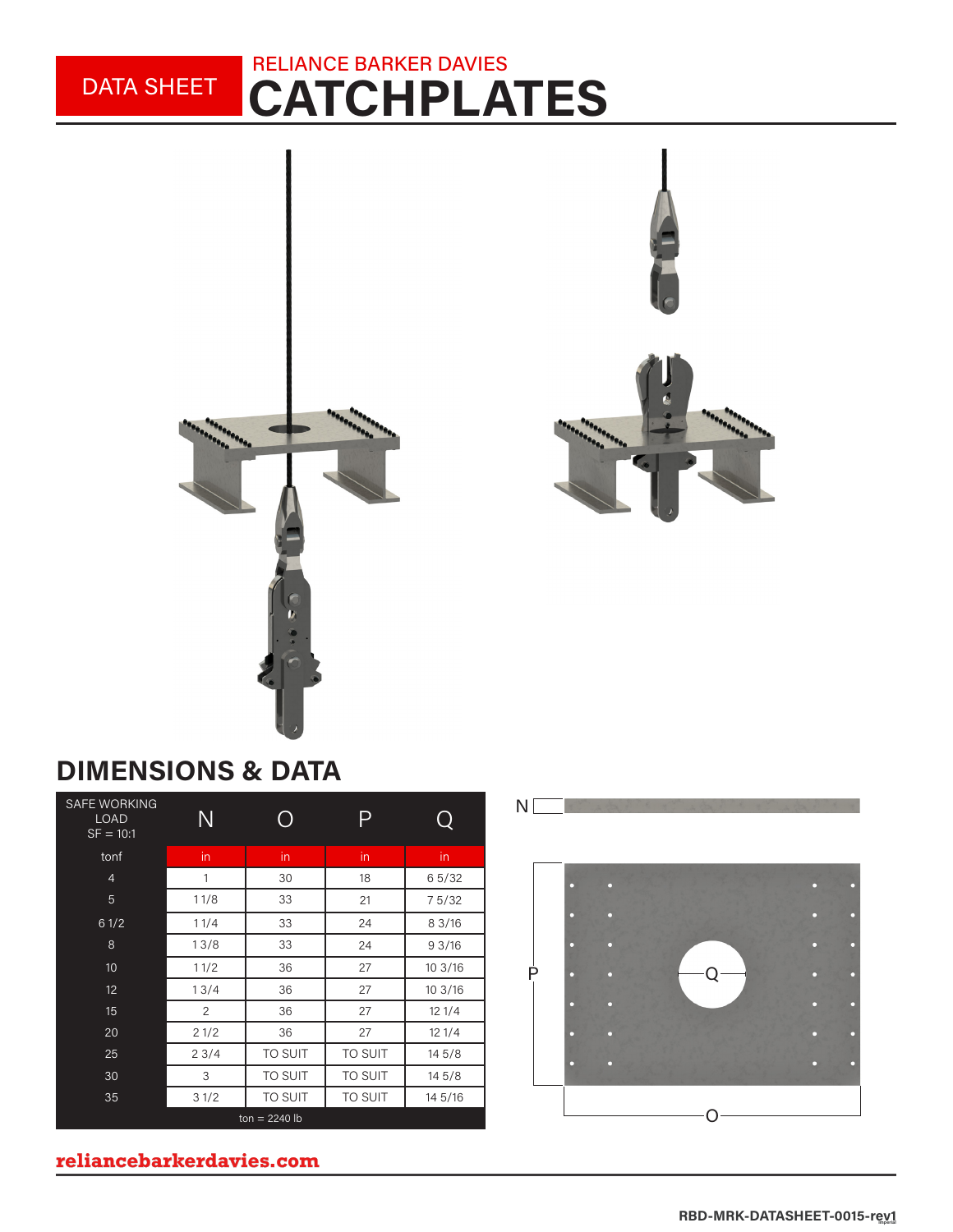DATA SHEET

RELIANCE BARKER DAVIES

# CATCHPLATES

## DIMENSIONS & DATA

| SAFE WORKING LOAD SF = 10:1 | N | O | P | Q |
|---|---|---|---|---|
| tonf | in | in | in | in |
| 4 | 1 | 30 | 18 | 6 5/32 |
| 5 | 1 1/8 | 33 | 21 | 7 5/32 |
| 6 1/2 | 1 1/4 | 33 | 24 | 8 3/16 |
| 8 | 1 3/8 | 33 | 24 | 9 3/16 |
| 10 | 1 1/2 | 36 | 27 | 10 3/16 |
| 12 | 1 3/4 | 36 | 27 | 10 3/16 |
| 15 | 2 | 36 | 27 | 12 1/4 |
| 20 | 2 1/2 | 36 | 27 | 12 1/4 |
| 25 | 2 3/4 | TO SUIT | TO SUIT | 14 5/8 |
| 30 | 3 | TO SUIT | TO SUIT | 14 5/8 |
| 35 | 3 1/2 | TO SUIT | TO SUIT | 14 5/16 |

ton = 2240 lb

N

P

Q

O

reliancebarkerdavies.com

RBD-MRK-DATASHEET-0015-rev1